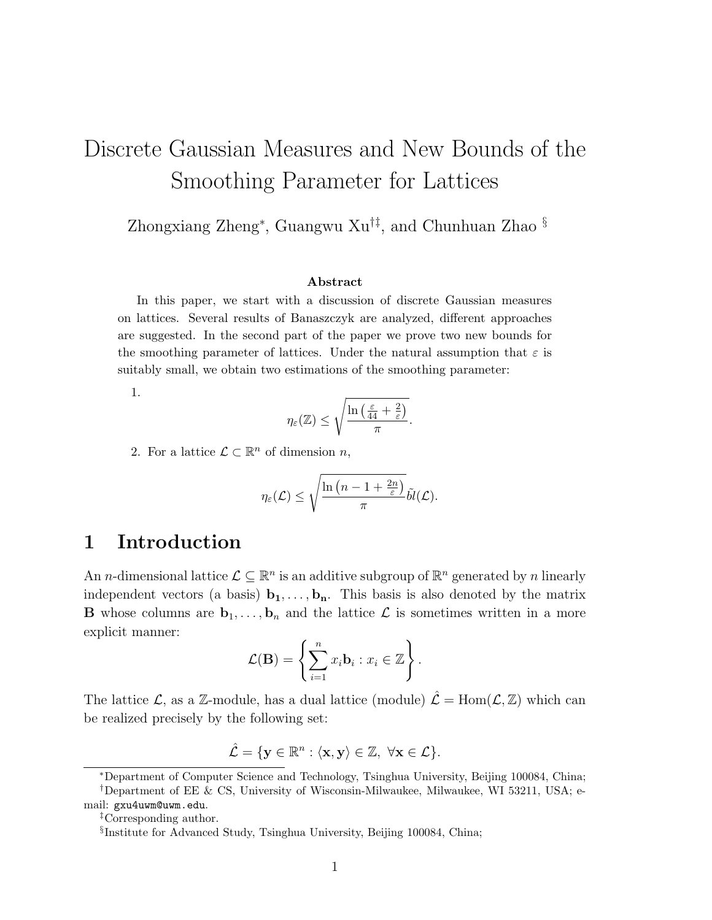# Discrete Gaussian Measures and New Bounds of the Smoothing Parameter for Lattices

Zhongxiang Zheng[*], Guangwu Xu[†‡], and Chunhuan Zhao [§]

**Abstract**

In this paper, we start with a discussion of discrete Gaussian measures on lattices. Several results of Banaszczyk are analyzed, different approaches are suggested. In the second part of the paper we prove two new bounds for the smoothing parameter of lattices. Under the natural assumption that $\varepsilon$ is suitably small, we obtain two estimations of the smoothing parameter:

1. 
$$\eta_\varepsilon(\mathbb{Z}) \leq \sqrt{\frac{\ln\left(\frac{\varepsilon}{44} + \frac{2}{\varepsilon}\right)}{\pi}}.$$

2. For a lattice $\mathcal{L} \subset \mathbb{R}^n$ of dimension $n$,
$$\eta_\varepsilon(\mathcal{L}) \leq \sqrt{\frac{\ln\left(n - 1 + \frac{2n}{\varepsilon}\right)}{\pi}}\tilde{bl}(\mathcal{L}).$$

## 1 Introduction

An $n$-dimensional lattice $\mathcal{L} \subseteq \mathbb{R}^n$ is an additive subgroup of $\mathbb{R}^n$ generated by $n$ linearly independent vectors (a basis) $\mathbf{b_1}, \ldots, \mathbf{b_n}$. This basis is also denoted by the matrix $\mathbf{B}$ whose columns are $\mathbf{b}_1, \ldots, \mathbf{b}_n$ and the lattice $\mathcal{L}$ is sometimes written in a more explicit manner:

$$\mathcal{L}(\mathbf{B}) = \left\{ \sum_{i=1}^{n} x_i \mathbf{b}_i : x_i \in \mathbb{Z} \right\}.$$

The lattice $\mathcal{L}$, as a $\mathbb{Z}$-module, has a dual lattice (module) $\hat{\mathcal{L}} = \mathrm{Hom}(\mathcal{L}, \mathbb{Z})$ which can be realized precisely by the following set:

$$\hat{\mathcal{L}} = \{\mathbf{y} \in \mathbb{R}^n : \langle \mathbf{x}, \mathbf{y} \rangle \in \mathbb{Z}, \ \forall \mathbf{x} \in \mathcal{L}\}.$$

[*]Department of Computer Science and Technology, Tsinghua University, Beijing 100084, China;

[†]Department of EE & CS, University of Wisconsin-Milwaukee, Milwaukee, WI 53211, USA; e-mail: gxu4uwm@uwm.edu.

[‡]Corresponding author.

[§]Institute for Advanced Study, Tsinghua University, Beijing 100084, China;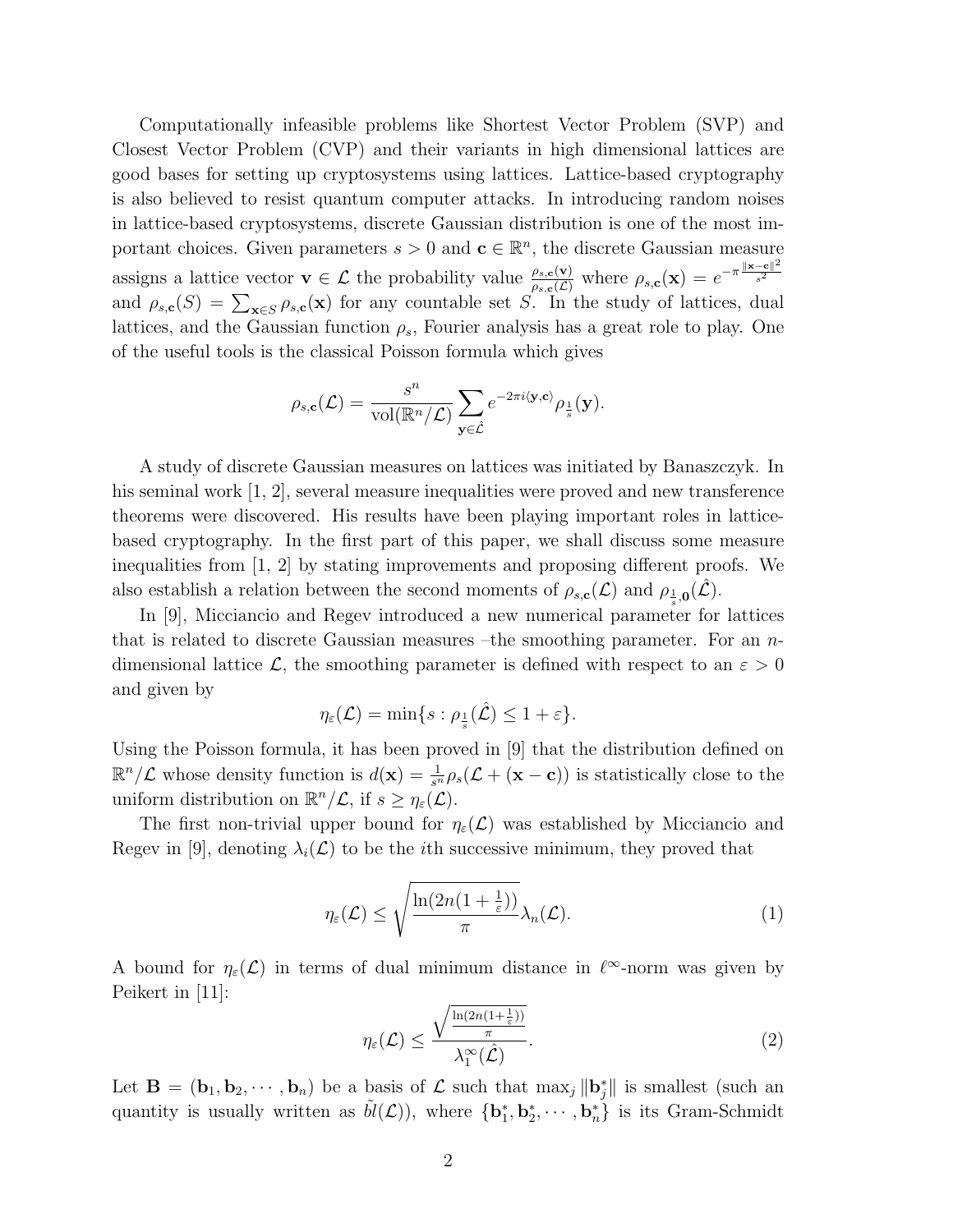Computationally infeasible problems like Shortest Vector Problem (SVP) and Closest Vector Problem (CVP) and their variants in high dimensional lattices are good bases for setting up cryptosystems using lattices. Lattice-based cryptography is also believed to resist quantum computer attacks. In introducing random noises in lattice-based cryptosystems, discrete Gaussian distribution is one of the most important choices. Given parameters $s > 0$ and $\mathbf{c} \in \mathbb{R}^n$, the discrete Gaussian measure assigns a lattice vector $\mathbf{v} \in \mathcal{L}$ the probability value $\frac{\rho_{s,\mathbf{c}}(\mathbf{v})}{\rho_{s,\mathbf{c}}(\mathcal{L})}$ where $\rho_{s,\mathbf{c}}(\mathbf{x}) = e^{-\pi \frac{\|\mathbf{x}-\mathbf{c}\|^2}{s^2}}$ and $\rho_{s,\mathbf{c}}(S) = \sum_{\mathbf{x} \in S} \rho_{s,\mathbf{c}}(\mathbf{x})$ for any countable set $S$. In the study of lattices, dual lattices, and the Gaussian function $\rho_s$, Fourier analysis has a great role to play. One of the useful tools is the classical Poisson formula which gives

$$\rho_{s,\mathbf{c}}(\mathcal{L}) = \frac{s^n}{\mathrm{vol}(\mathbb{R}^n/\mathcal{L})} \sum_{\mathbf{y} \in \hat{\mathcal{L}}} e^{-2\pi i \langle \mathbf{y}, \mathbf{c} \rangle} \rho_{\frac{1}{s}}(\mathbf{y}).$$

A study of discrete Gaussian measures on lattices was initiated by Banaszczyk. In his seminal work [1, 2], several measure inequalities were proved and new transference theorems were discovered. His results have been playing important roles in lattice-based cryptography. In the first part of this paper, we shall discuss some measure inequalities from [1, 2] by stating improvements and proposing different proofs. We also establish a relation between the second moments of $\rho_{s,\mathbf{c}}(\mathcal{L})$ and $\rho_{\frac{1}{s},\mathbf{0}}(\hat{\mathcal{L}})$.

In [9], Micciancio and Regev introduced a new numerical parameter for lattices that is related to discrete Gaussian measures –the smoothing parameter. For an $n$-dimensional lattice $\mathcal{L}$, the smoothing parameter is defined with respect to an $\varepsilon > 0$ and given by

$$\eta_\varepsilon(\mathcal{L}) = \min\{s : \rho_{\frac{1}{s}}(\hat{\mathcal{L}}) \leq 1 + \varepsilon\}.$$

Using the Poisson formula, it has been proved in [9] that the distribution defined on $\mathbb{R}^n/\mathcal{L}$ whose density function is $d(\mathbf{x}) = \frac{1}{s^n}\rho_s(\mathcal{L} + (\mathbf{x} - \mathbf{c}))$ is statistically close to the uniform distribution on $\mathbb{R}^n/\mathcal{L}$, if $s \geq \eta_\varepsilon(\mathcal{L})$.

The first non-trivial upper bound for $\eta_\varepsilon(\mathcal{L})$ was established by Micciancio and Regev in [9], denoting $\lambda_i(\mathcal{L})$ to be the $i$th successive minimum, they proved that

$$\eta_\varepsilon(\mathcal{L}) \leq \sqrt{\frac{\ln(2n(1 + \frac{1}{\varepsilon}))}{\pi}} \lambda_n(\mathcal{L}). \tag{1}$$

A bound for $\eta_\varepsilon(\mathcal{L})$ in terms of dual minimum distance in $\ell^\infty$-norm was given by Peikert in [11]:

$$\eta_\varepsilon(\mathcal{L}) \leq \frac{\sqrt{\frac{\ln(2n(1+\frac{1}{\varepsilon}))}{\pi}}}{\lambda_1^\infty(\hat{\mathcal{L}})}. \tag{2}$$

Let $\mathbf{B} = (\mathbf{b}_1, \mathbf{b}_2, \cdots, \mathbf{b}_n)$ be a basis of $\mathcal{L}$ such that $\max_j \|\mathbf{b}_j^*\|$ is smallest (such an quantity is usually written as $\tilde{bl}(\mathcal{L})$), where $\{\mathbf{b}_1^*, \mathbf{b}_2^*, \cdots, \mathbf{b}_n^*\}$ is its Gram-Schmidt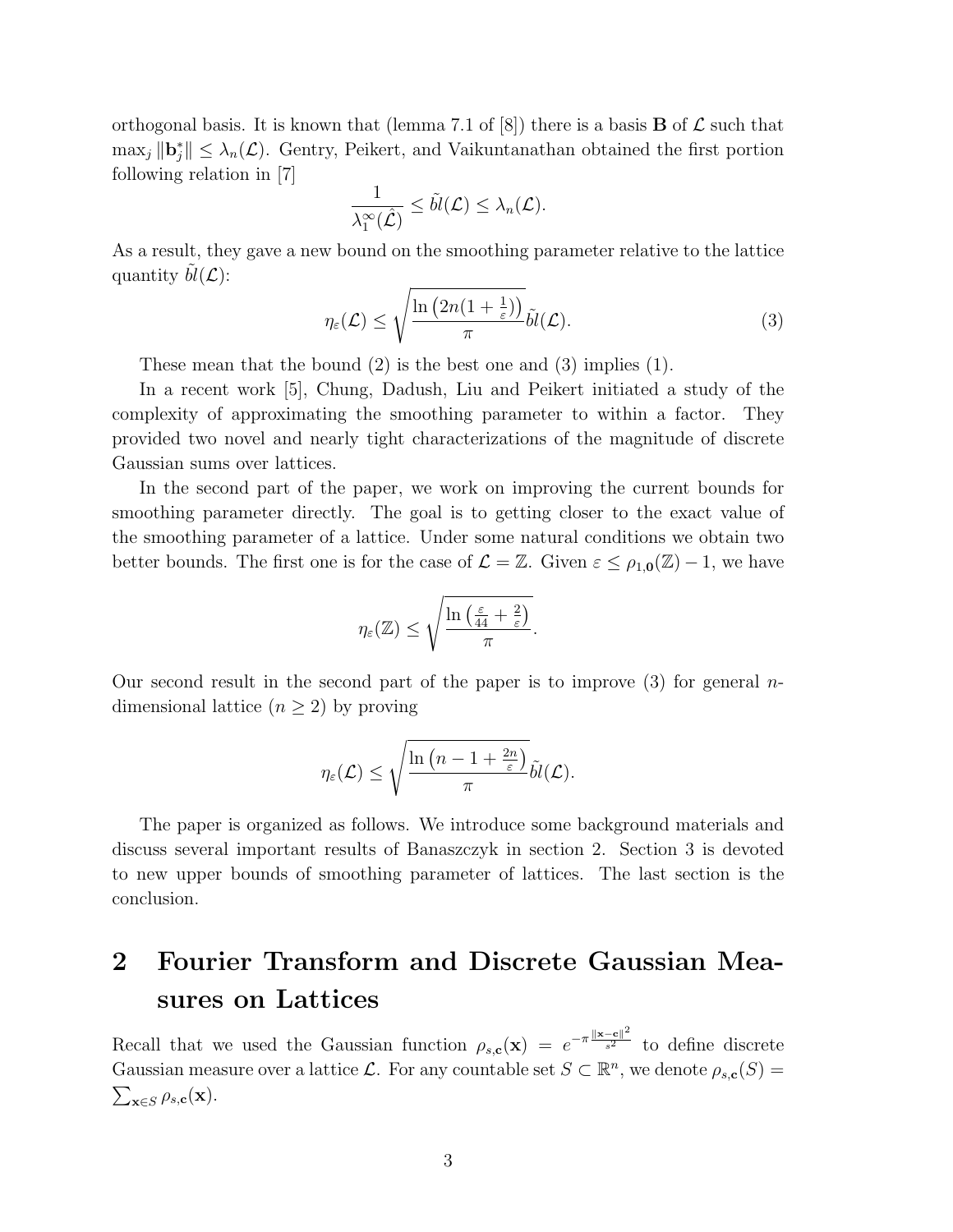orthogonal basis. It is known that (lemma 7.1 of [8]) there is a basis $\mathbf{B}$ of $\mathcal{L}$ such that $\max_j \|\mathbf{b}_j^*\| \leq \lambda_n(\mathcal{L})$. Gentry, Peikert, and Vaikuntanathan obtained the first portion following relation in [7]

$$\frac{1}{\lambda_1^\infty(\hat{\mathcal{L}})} \leq \tilde{bl}(\mathcal{L}) \leq \lambda_n(\mathcal{L}).$$

As a result, they gave a new bound on the smoothing parameter relative to the lattice quantity $\tilde{bl}(\mathcal{L})$:

$$\eta_\varepsilon(\mathcal{L}) \leq \sqrt{\frac{\ln\left(2n(1+\frac{1}{\varepsilon})\right)}{\pi}}\tilde{bl}(\mathcal{L}). \tag{3}$$

These mean that the bound (2) is the best one and (3) implies (1).

In a recent work [5], Chung, Dadush, Liu and Peikert initiated a study of the complexity of approximating the smoothing parameter to within a factor. They provided two novel and nearly tight characterizations of the magnitude of discrete Gaussian sums over lattices.

In the second part of the paper, we work on improving the current bounds for smoothing parameter directly. The goal is to getting closer to the exact value of the smoothing parameter of a lattice. Under some natural conditions we obtain two better bounds. The first one is for the case of $\mathcal{L} = \mathbb{Z}$. Given $\varepsilon \leq \rho_{1,\mathbf{0}}(\mathbb{Z}) - 1$, we have

$$\eta_\varepsilon(\mathbb{Z}) \leq \sqrt{\frac{\ln\left(\frac{\varepsilon}{44} + \frac{2}{\varepsilon}\right)}{\pi}}.$$

Our second result in the second part of the paper is to improve (3) for general $n$-dimensional lattice ($n \geq 2$) by proving

$$\eta_\varepsilon(\mathcal{L}) \leq \sqrt{\frac{\ln\left(n - 1 + \frac{2n}{\varepsilon}\right)}{\pi}}\tilde{bl}(\mathcal{L}).$$

The paper is organized as follows. We introduce some background materials and discuss several important results of Banaszczyk in section 2. Section 3 is devoted to new upper bounds of smoothing parameter of lattices. The last section is the conclusion.

## 2 Fourier Transform and Discrete Gaussian Measures on Lattices

Recall that we used the Gaussian function $\rho_{s,\mathbf{c}}(\mathbf{x}) = e^{-\pi\frac{\|\mathbf{x}-\mathbf{c}\|^2}{s^2}}$ to define discrete Gaussian measure over a lattice $\mathcal{L}$. For any countable set $S \subset \mathbb{R}^n$, we denote $\rho_{s,\mathbf{c}}(S) = \sum_{\mathbf{x}\in S} \rho_{s,\mathbf{c}}(\mathbf{x})$.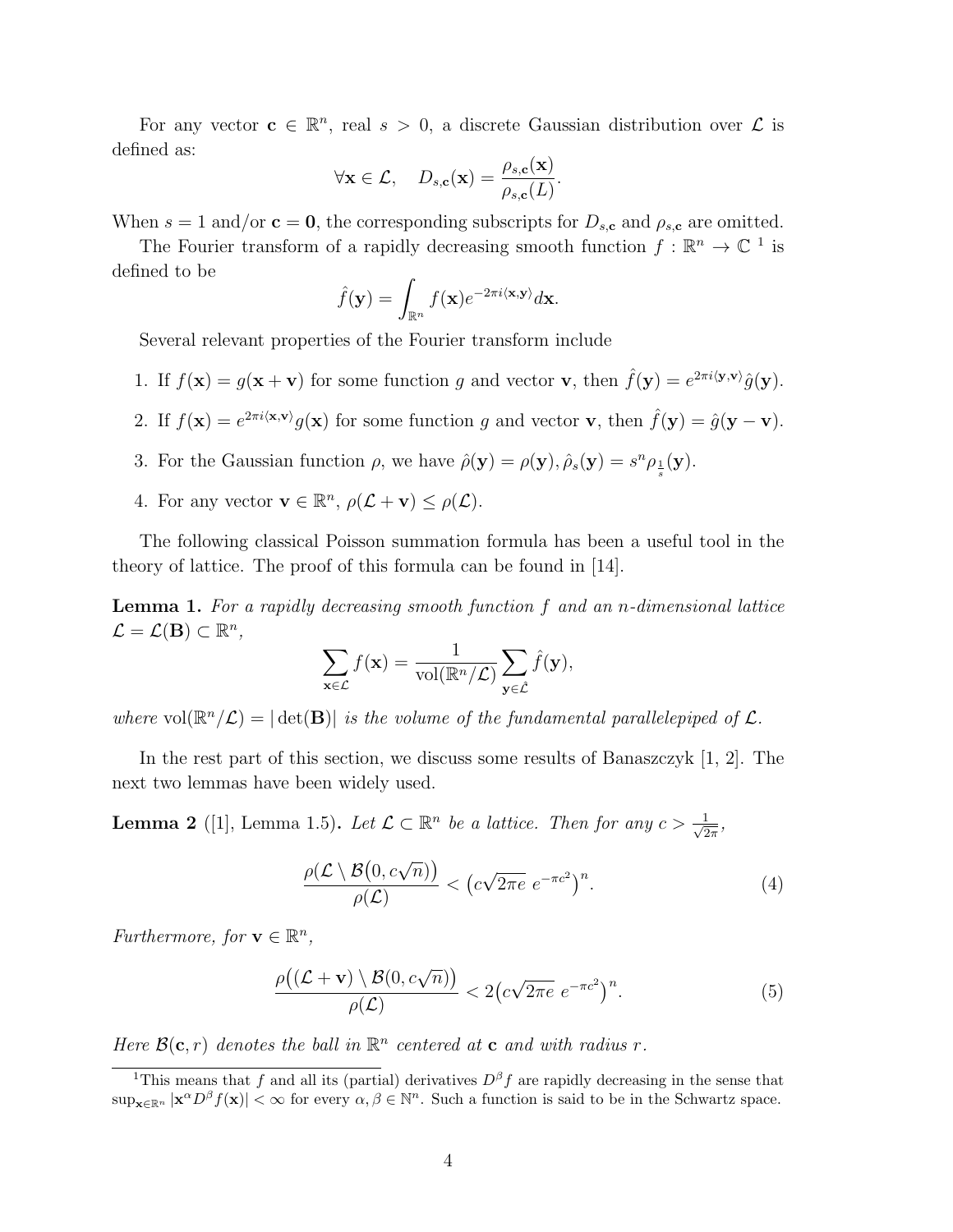For any vector $\mathbf{c} \in \mathbb{R}^n$, real $s > 0$, a discrete Gaussian distribution over $\mathcal{L}$ is defined as:

$$\forall \mathbf{x} \in \mathcal{L}, \quad D_{s,\mathbf{c}}(\mathbf{x}) = \frac{\rho_{s,\mathbf{c}}(\mathbf{x})}{\rho_{s,\mathbf{c}}(L)}.$$

When $s = 1$ and/or $\mathbf{c} = \mathbf{0}$, the corresponding subscripts for $D_{s,\mathbf{c}}$ and $\rho_{s,\mathbf{c}}$ are omitted.

The Fourier transform of a rapidly decreasing smooth function $f : \mathbb{R}^n \to \mathbb{C}$ [1] is defined to be

$$\hat{f}(\mathbf{y}) = \int_{\mathbb{R}^n} f(\mathbf{x}) e^{-2\pi i \langle \mathbf{x}, \mathbf{y} \rangle} d\mathbf{x}.$$

Several relevant properties of the Fourier transform include

1. If $f(\mathbf{x}) = g(\mathbf{x} + \mathbf{v})$ for some function $g$ and vector $\mathbf{v}$, then $\hat{f}(\mathbf{y}) = e^{2\pi i \langle \mathbf{y}, \mathbf{v} \rangle} \hat{g}(\mathbf{y})$.
2. If $f(\mathbf{x}) = e^{2\pi i \langle \mathbf{x}, \mathbf{v} \rangle} g(\mathbf{x})$ for some function $g$ and vector $\mathbf{v}$, then $\hat{f}(\mathbf{y}) = \hat{g}(\mathbf{y} - \mathbf{v})$.
3. For the Gaussian function $\rho$, we have $\hat{\rho}(\mathbf{y}) = \rho(\mathbf{y}), \hat{\rho}_s(\mathbf{y}) = s^n \rho_{\frac{1}{s}}(\mathbf{y})$.
4. For any vector $\mathbf{v} \in \mathbb{R}^n$, $\rho(\mathcal{L} + \mathbf{v}) \leq \rho(\mathcal{L})$.

The following classical Poisson summation formula has been a useful tool in the theory of lattice. The proof of this formula can be found in [14].

**Lemma 1.** *For a rapidly decreasing smooth function $f$ and an $n$-dimensional lattice $\mathcal{L} = \mathcal{L}(\mathbf{B}) \subset \mathbb{R}^n$,*

$$\sum_{\mathbf{x} \in \mathcal{L}} f(\mathbf{x}) = \frac{1}{\mathrm{vol}(\mathbb{R}^n / \mathcal{L})} \sum_{\mathbf{y} \in \hat{\mathcal{L}}} \hat{f}(\mathbf{y}),$$

*where* $\mathrm{vol}(\mathbb{R}^n / \mathcal{L}) = |\det(\mathbf{B})|$ *is the volume of the fundamental parallelepiped of* $\mathcal{L}$.

In the rest part of this section, we discuss some results of Banaszczyk [1, 2]. The next two lemmas have been widely used.

**Lemma 2** ([1], Lemma 1.5)**.** *Let $\mathcal{L} \subset \mathbb{R}^n$ be a lattice. Then for any $c > \frac{1}{\sqrt{2\pi}}$,*

$$\frac{\rho\big(\mathcal{L} \setminus \mathcal{B}(0, c\sqrt{n})\big)}{\rho(\mathcal{L})} < \big(c\sqrt{2\pi e}\ e^{-\pi c^2}\big)^n. \tag{4}$$

*Furthermore, for $\mathbf{v} \in \mathbb{R}^n$,*

$$\frac{\rho\big((\mathcal{L} + \mathbf{v}) \setminus \mathcal{B}(0, c\sqrt{n})\big)}{\rho(\mathcal{L})} < 2\big(c\sqrt{2\pi e}\ e^{-\pi c^2}\big)^n. \tag{5}$$

*Here $\mathcal{B}(\mathbf{c}, r)$ denotes the ball in $\mathbb{R}^n$ centered at $\mathbf{c}$ and with radius $r$.*

[1] This means that $f$ and all its (partial) derivatives $D^\beta f$ are rapidly decreasing in the sense that $\sup_{\mathbf{x} \in \mathbb{R}^n} |\mathbf{x}^\alpha D^\beta f(\mathbf{x})| < \infty$ for every $\alpha, \beta \in \mathbb{N}^n$. Such a function is said to be in the Schwartz space.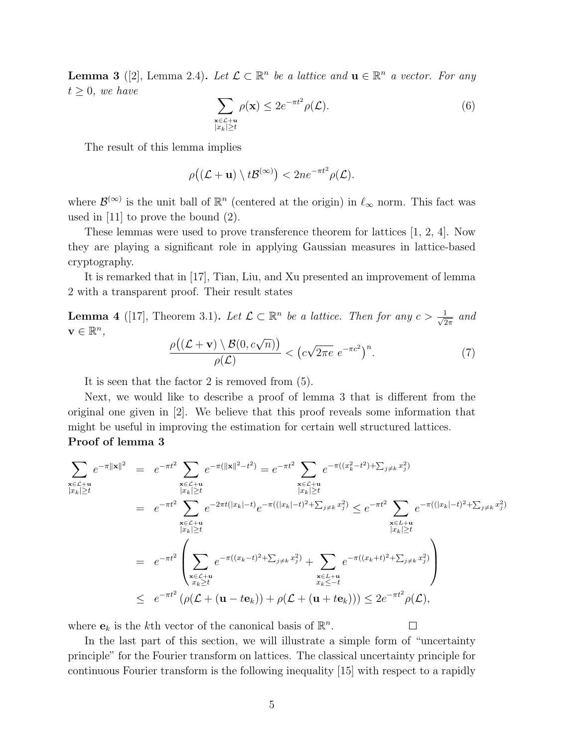**Lemma 3** ([2], Lemma 2.4)**.** *Let $\mathcal{L} \subset \mathbb{R}^n$ be a lattice and $\mathbf{u} \in \mathbb{R}^n$ a vector. For any $t \geq 0$, we have*

$$\sum_{\substack{\mathbf{x} \in \mathcal{L}+\mathbf{u} \\ |x_k| \geq t}} \rho(\mathbf{x}) \leq 2e^{-\pi t^2} \rho(\mathcal{L}). \tag{6}$$

The result of this lemma implies

$$\rho\big((\mathcal{L} + \mathbf{u}) \setminus t\mathcal{B}^{(\infty)}\big) < 2ne^{-\pi t^2} \rho(\mathcal{L}).$$

where $\mathcal{B}^{(\infty)}$ is the unit ball of $\mathbb{R}^n$ (centered at the origin) in $\ell_\infty$ norm. This fact was used in [11] to prove the bound (2).

These lemmas were used to prove transference theorem for lattices [1, 2, 4]. Now they are playing a significant role in applying Gaussian measures in lattice-based cryptography.

It is remarked that in [17], Tian, Liu, and Xu presented an improvement of lemma 2 with a transparent proof. Their result states

**Lemma 4** ([17], Theorem 3.1)**.** *Let $\mathcal{L} \subset \mathbb{R}^n$ be a lattice. Then for any $c > \frac{1}{\sqrt{2\pi}}$ and $\mathbf{v} \in \mathbb{R}^n$,*

$$\frac{\rho\big((\mathcal{L} + \mathbf{v}) \setminus \mathcal{B}(0, c\sqrt{n})\big)}{\rho(\mathcal{L})} < \big(c\sqrt{2\pi e}\ e^{-\pi c^2}\big)^n. \tag{7}$$

It is seen that the factor 2 is removed from (5).

Next, we would like to describe a proof of lemma 3 that is different from the original one given in [2]. We believe that this proof reveals some information that might be useful in improving the estimation for certain well structured lattices.

**Proof of lemma 3**

$$\begin{aligned}
\sum_{\substack{\mathbf{x} \in \mathcal{L}+\mathbf{u} \\ |x_k| \geq t}} e^{-\pi\|\mathbf{x}\|^2} &= e^{-\pi t^2} \sum_{\substack{\mathbf{x} \in \mathcal{L}+\mathbf{u} \\ |x_k| \geq t}} e^{-\pi(\|\mathbf{x}\|^2 - t^2)} = e^{-\pi t^2} \sum_{\substack{\mathbf{x} \in \mathcal{L}+\mathbf{u} \\ |x_k| \geq t}} e^{-\pi((x_k^2 - t^2) + \sum_{j \neq k} x_j^2)} \\
&= e^{-\pi t^2} \sum_{\substack{\mathbf{x} \in \mathcal{L}+\mathbf{u} \\ |x_k| \geq t}} e^{-2\pi t(|x_k| - t)} e^{-\pi((|x_k| - t)^2 + \sum_{j \neq k} x_j^2)} \leq e^{-\pi t^2} \sum_{\substack{\mathbf{x} \in L+\mathbf{u} \\ |x_k| \geq t}} e^{-\pi((|x_k| - t)^2 + \sum_{j \neq k} x_j^2)} \\
&= e^{-\pi t^2} \left( \sum_{\substack{\mathbf{x} \in \mathcal{L}+\mathbf{u} \\ x_k \geq t}} e^{-\pi((x_k - t)^2 + \sum_{j \neq k} x_j^2)} + \sum_{\substack{\mathbf{x} \in L+\mathbf{u} \\ x_k \leq -t}} e^{-\pi((x_k + t)^2 + \sum_{j \neq k} x_j^2)} \right) \\
&\leq e^{-\pi t^2} \left( \rho(\mathcal{L} + (\mathbf{u} - t\mathbf{e}_k)) + \rho(\mathcal{L} + (\mathbf{u} + t\mathbf{e}_k)) \right) \leq 2e^{-\pi t^2} \rho(\mathcal{L}),
\end{aligned}$$

where $\mathbf{e}_k$ is the $k$th vector of the canonical basis of $\mathbb{R}^n$. ☐

In the last part of this section, we will illustrate a simple form of "uncertainty principle" for the Fourier transform on lattices. The classical uncertainty principle for continuous Fourier transform is the following inequality [15] with respect to a rapidly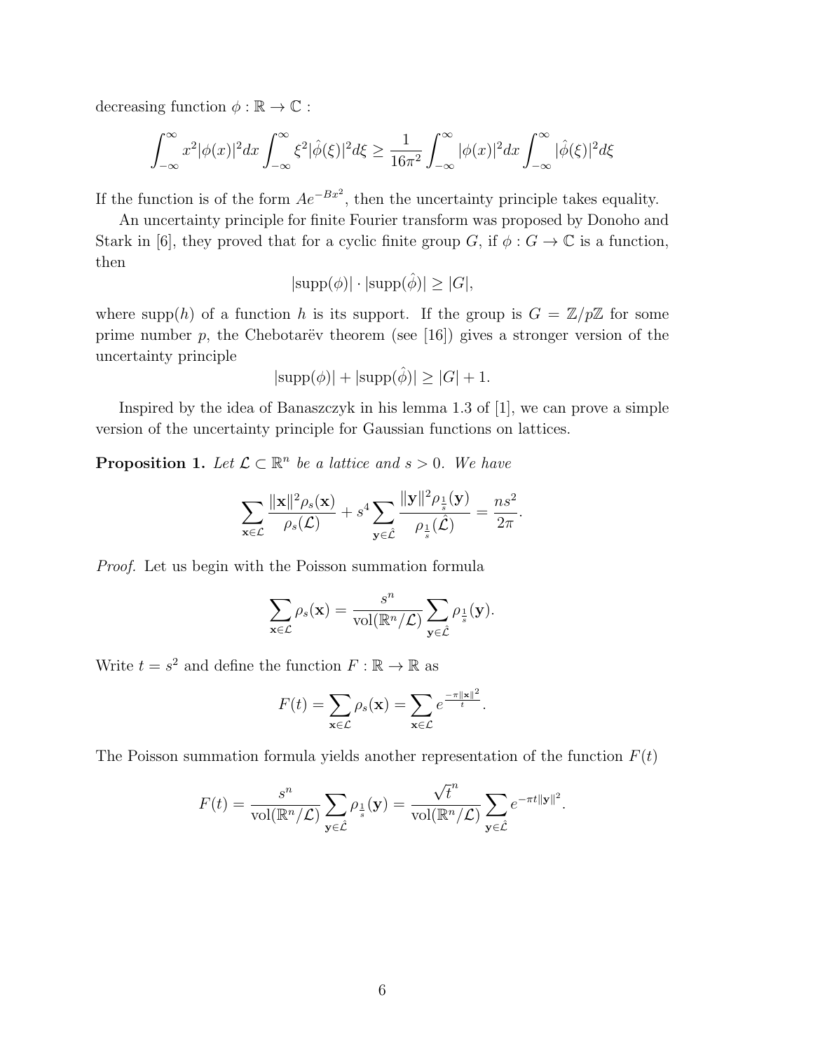decreasing function $\phi : \mathbb{R} \to \mathbb{C}$ :

$$\int_{-\infty}^{\infty} x^2 |\phi(x)|^2 dx \int_{-\infty}^{\infty} \xi^2 |\hat{\phi}(\xi)|^2 d\xi \geq \frac{1}{16\pi^2} \int_{-\infty}^{\infty} |\phi(x)|^2 dx \int_{-\infty}^{\infty} |\hat{\phi}(\xi)|^2 d\xi$$

If the function is of the form $Ae^{-Bx^2}$, then the uncertainty principle takes equality.

An uncertainty principle for finite Fourier transform was proposed by Donoho and Stark in [6], they proved that for a cyclic finite group $G$, if $\phi : G \to \mathbb{C}$ is a function, then

$$|\text{supp}(\phi)| \cdot |\text{supp}(\hat{\phi})| \geq |G|,$$

where $\text{supp}(h)$ of a function $h$ is its support. If the group is $G = \mathbb{Z}/p\mathbb{Z}$ for some prime number $p$, the Chebotarëv theorem (see [16]) gives a stronger version of the uncertainty principle

$$|\text{supp}(\phi)| + |\text{supp}(\hat{\phi})| \geq |G| + 1.$$

Inspired by the idea of Banaszczyk in his lemma 1.3 of [1], we can prove a simple version of the uncertainty principle for Gaussian functions on lattices.

**Proposition 1.** *Let $\mathcal{L} \subset \mathbb{R}^n$ be a lattice and $s > 0$. We have*

$$\sum_{\mathbf{x} \in \mathcal{L}} \frac{\|\mathbf{x}\|^2 \rho_s(\mathbf{x})}{\rho_s(\mathcal{L})} + s^4 \sum_{\mathbf{y} \in \hat{\mathcal{L}}} \frac{\|\mathbf{y}\|^2 \rho_{\frac{1}{s}}(\mathbf{y})}{\rho_{\frac{1}{s}}(\hat{\mathcal{L}})} = \frac{ns^2}{2\pi}.$$

*Proof.* Let us begin with the Poisson summation formula

$$\sum_{\mathbf{x} \in \mathcal{L}} \rho_s(\mathbf{x}) = \frac{s^n}{\text{vol}(\mathbb{R}^n/\mathcal{L})} \sum_{\mathbf{y} \in \hat{\mathcal{L}}} \rho_{\frac{1}{s}}(\mathbf{y}).$$

Write $t = s^2$ and define the function $F : \mathbb{R} \to \mathbb{R}$ as

$$F(t) = \sum_{\mathbf{x} \in \mathcal{L}} \rho_s(\mathbf{x}) = \sum_{\mathbf{x} \in \mathcal{L}} e^{\frac{-\pi \|\mathbf{x}\|^2}{t}}.$$

The Poisson summation formula yields another representation of the function $F(t)$

$$F(t) = \frac{s^n}{\text{vol}(\mathbb{R}^n/\mathcal{L})} \sum_{\mathbf{y} \in \hat{\mathcal{L}}} \rho_{\frac{1}{s}}(\mathbf{y}) = \frac{\sqrt{t}^n}{\text{vol}(\mathbb{R}^n/\mathcal{L})} \sum_{\mathbf{y} \in \hat{\mathcal{L}}} e^{-\pi t \|\mathbf{y}\|^2}.$$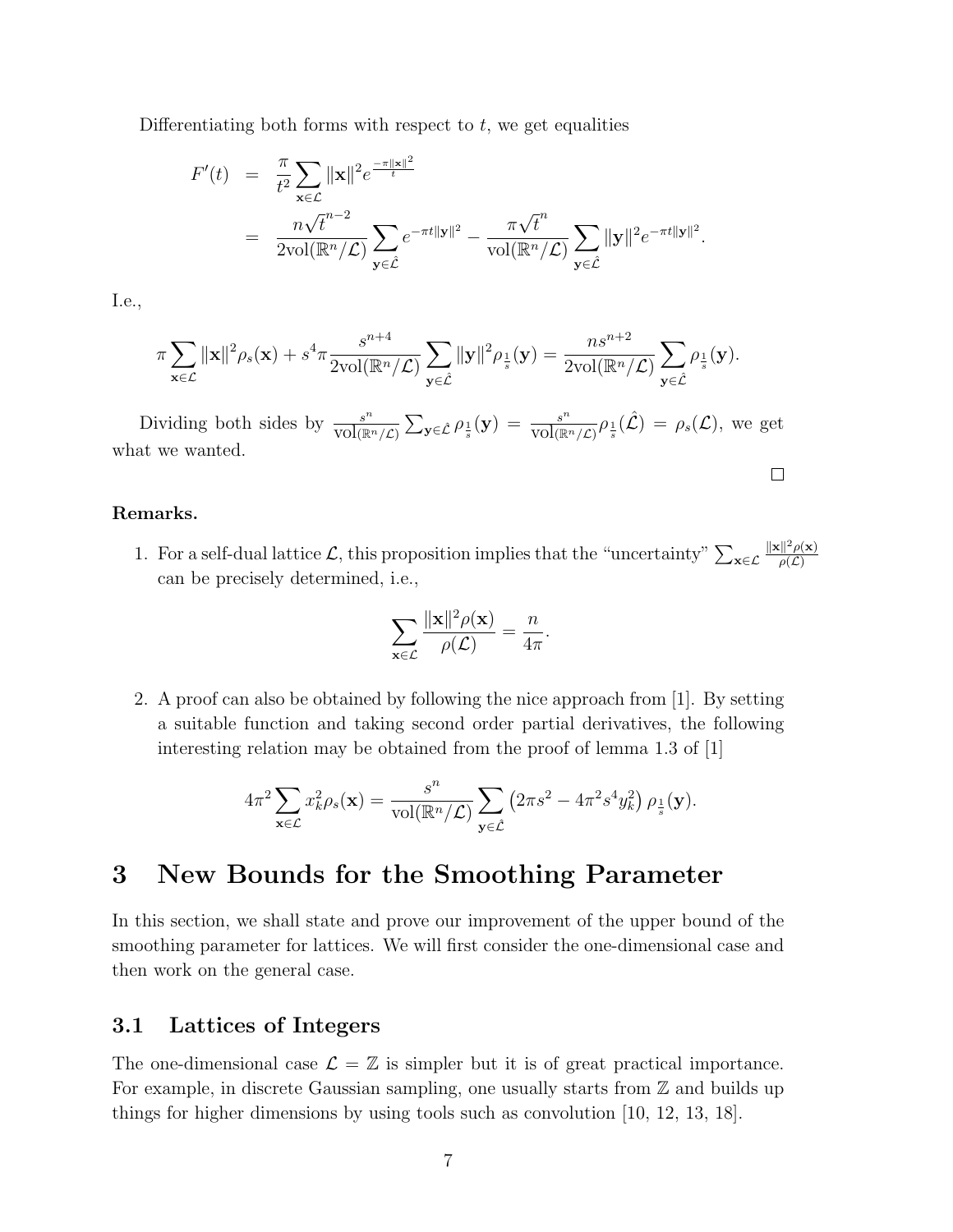Differentiating both forms with respect to $t$, we get equalities

$$
\begin{aligned}
F'(t) &= \frac{\pi}{t^2} \sum_{\mathbf{x} \in \mathcal{L}} \|\mathbf{x}\|^2 e^{\frac{-\pi \|\mathbf{x}\|^2}{t}} \\
&= \frac{n \sqrt{t}^{n-2}}{2 \mathrm{vol}(\mathbb{R}^n/\mathcal{L})} \sum_{\mathbf{y} \in \hat{\mathcal{L}}} e^{-\pi t \|\mathbf{y}\|^2} - \frac{\pi \sqrt{t}^n}{\mathrm{vol}(\mathbb{R}^n/\mathcal{L})} \sum_{\mathbf{y} \in \hat{\mathcal{L}}} \|\mathbf{y}\|^2 e^{-\pi t \|\mathbf{y}\|^2}.
\end{aligned}
$$

I.e.,

$$
\pi \sum_{\mathbf{x} \in \mathcal{L}} \|\mathbf{x}\|^2 \rho_s(\mathbf{x}) + s^4 \pi \frac{s^{n+4}}{2 \mathrm{vol}(\mathbb{R}^n/\mathcal{L})} \sum_{\mathbf{y} \in \hat{\mathcal{L}}} \|\mathbf{y}\|^2 \rho_{\frac{1}{s}}(\mathbf{y}) = \frac{n s^{n+2}}{2 \mathrm{vol}(\mathbb{R}^n/\mathcal{L})} \sum_{\mathbf{y} \in \hat{\mathcal{L}}} \rho_{\frac{1}{s}}(\mathbf{y}).
$$

Dividing both sides by $\frac{s^n}{\mathrm{vol}(\mathbb{R}^n/\mathcal{L})} \sum_{\mathbf{y} \in \hat{\mathcal{L}}} \rho_{\frac{1}{s}}(\mathbf{y}) = \frac{s^n}{\mathrm{vol}(\mathbb{R}^n/\mathcal{L})} \rho_{\frac{1}{s}}(\hat{\mathcal{L}}) = \rho_s(\mathcal{L})$, we get what we wanted.

□

**Remarks.**

1. For a self-dual lattice $\mathcal{L}$, this proposition implies that the "uncertainty" $\sum_{\mathbf{x} \in \mathcal{L}} \frac{\|\mathbf{x}\|^2 \rho(\mathbf{x})}{\rho(\mathcal{L})}$ can be precisely determined, i.e.,

$$
\sum_{\mathbf{x} \in \mathcal{L}} \frac{\|\mathbf{x}\|^2 \rho(\mathbf{x})}{\rho(\mathcal{L})} = \frac{n}{4\pi}.
$$

2. A proof can also be obtained by following the nice approach from [1]. By setting a suitable function and taking second order partial derivatives, the following interesting relation may be obtained from the proof of lemma 1.3 of [1]

$$
4\pi^2 \sum_{\mathbf{x} \in \mathcal{L}} x_k^2 \rho_s(\mathbf{x}) = \frac{s^n}{\mathrm{vol}(\mathbb{R}^n/\mathcal{L})} \sum_{\mathbf{y} \in \hat{\mathcal{L}}} \left(2\pi s^2 - 4\pi^2 s^4 y_k^2\right) \rho_{\frac{1}{s}}(\mathbf{y}).
$$

# 3 New Bounds for the Smoothing Parameter

In this section, we shall state and prove our improvement of the upper bound of the smoothing parameter for lattices. We will first consider the one-dimensional case and then work on the general case.

## 3.1 Lattices of Integers

The one-dimensional case $\mathcal{L} = \mathbb{Z}$ is simpler but it is of great practical importance. For example, in discrete Gaussian sampling, one usually starts from $\mathbb{Z}$ and builds up things for higher dimensions by using tools such as convolution [10, 12, 13, 18].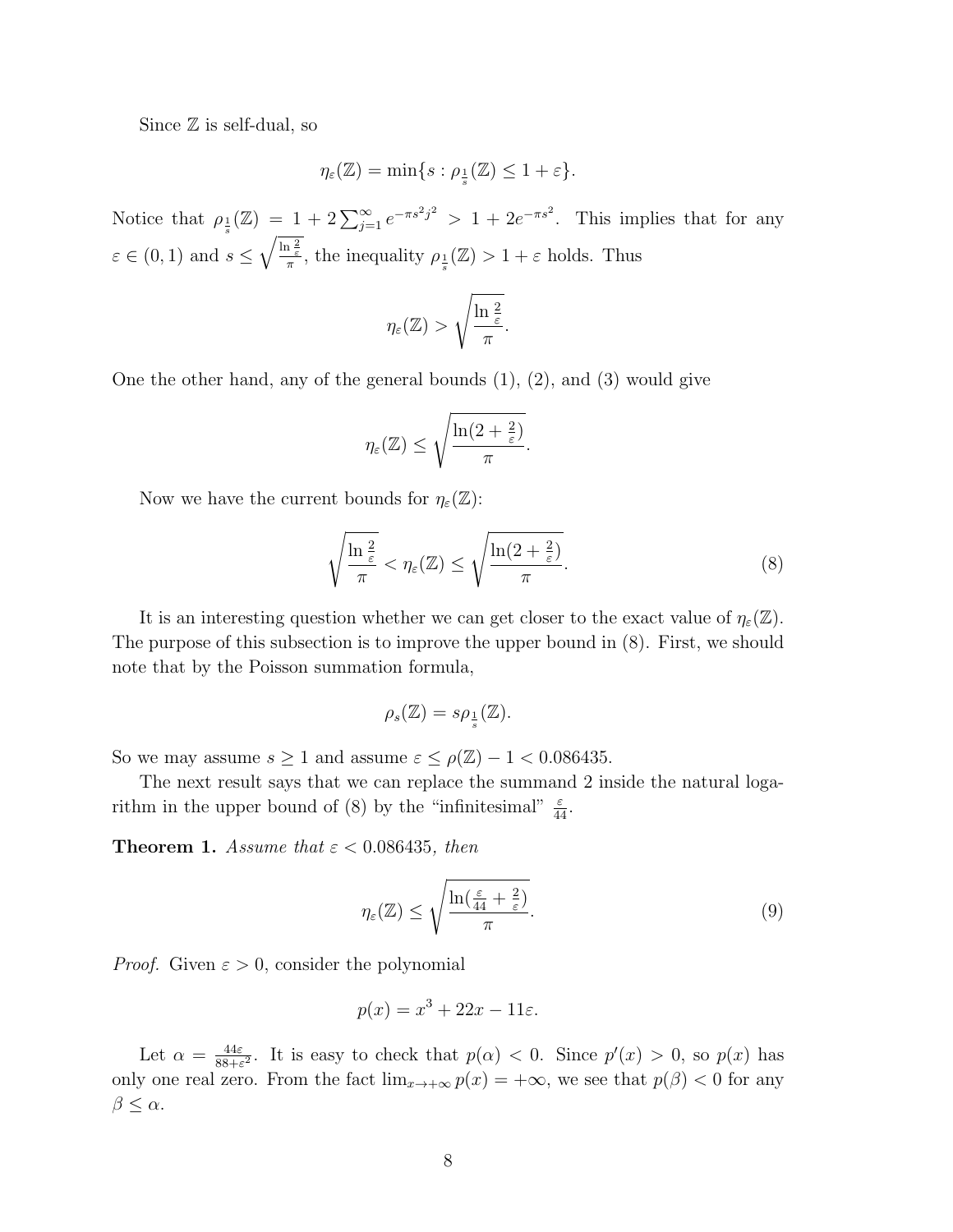Since $\mathbb{Z}$ is self-dual, so

$$\eta_\varepsilon(\mathbb{Z}) = \min\{s : \rho_{\frac{1}{s}}(\mathbb{Z}) \le 1 + \varepsilon\}.$$

Notice that $\rho_{\frac{1}{s}}(\mathbb{Z}) = 1 + 2\sum_{j=1}^{\infty} e^{-\pi s^2 j^2} > 1 + 2e^{-\pi s^2}$. This implies that for any $\varepsilon \in (0, 1)$ and $s \le \sqrt{\frac{\ln \frac{2}{\varepsilon}}{\pi}}$, the inequality $\rho_{\frac{1}{s}}(\mathbb{Z}) > 1 + \varepsilon$ holds. Thus

$$\eta_\varepsilon(\mathbb{Z}) > \sqrt{\frac{\ln \frac{2}{\varepsilon}}{\pi}}.$$

One the other hand, any of the general bounds (1), (2), and (3) would give

$$\eta_\varepsilon(\mathbb{Z}) \le \sqrt{\frac{\ln(2 + \frac{2}{\varepsilon})}{\pi}}.$$

Now we have the current bounds for $\eta_\varepsilon(\mathbb{Z})$:

$$\sqrt{\frac{\ln \frac{2}{\varepsilon}}{\pi}} < \eta_\varepsilon(\mathbb{Z}) \le \sqrt{\frac{\ln(2 + \frac{2}{\varepsilon})}{\pi}}. \tag{8}$$

It is an interesting question whether we can get closer to the exact value of $\eta_\varepsilon(\mathbb{Z})$. The purpose of this subsection is to improve the upper bound in (8). First, we should note that by the Poisson summation formula,

$$\rho_s(\mathbb{Z}) = s\rho_{\frac{1}{s}}(\mathbb{Z}).$$

So we may assume $s \ge 1$ and assume $\varepsilon \le \rho(\mathbb{Z}) - 1 < 0.086435$.

The next result says that we can replace the summand 2 inside the natural logarithm in the upper bound of (8) by the "infinitesimal" $\frac{\varepsilon}{44}$.

**Theorem 1.** *Assume that $\varepsilon < 0.086435$, then*

$$\eta_\varepsilon(\mathbb{Z}) \le \sqrt{\frac{\ln(\frac{\varepsilon}{44} + \frac{2}{\varepsilon})}{\pi}}. \tag{9}$$

*Proof.* Given $\varepsilon > 0$, consider the polynomial

$$p(x) = x^3 + 22x - 11\varepsilon.$$

Let $\alpha = \frac{44\varepsilon}{88+\varepsilon^2}$. It is easy to check that $p(\alpha) < 0$. Since $p'(x) > 0$, so $p(x)$ has only one real zero. From the fact $\lim_{x\to+\infty} p(x) = +\infty$, we see that $p(\beta) < 0$ for any $\beta \le \alpha$.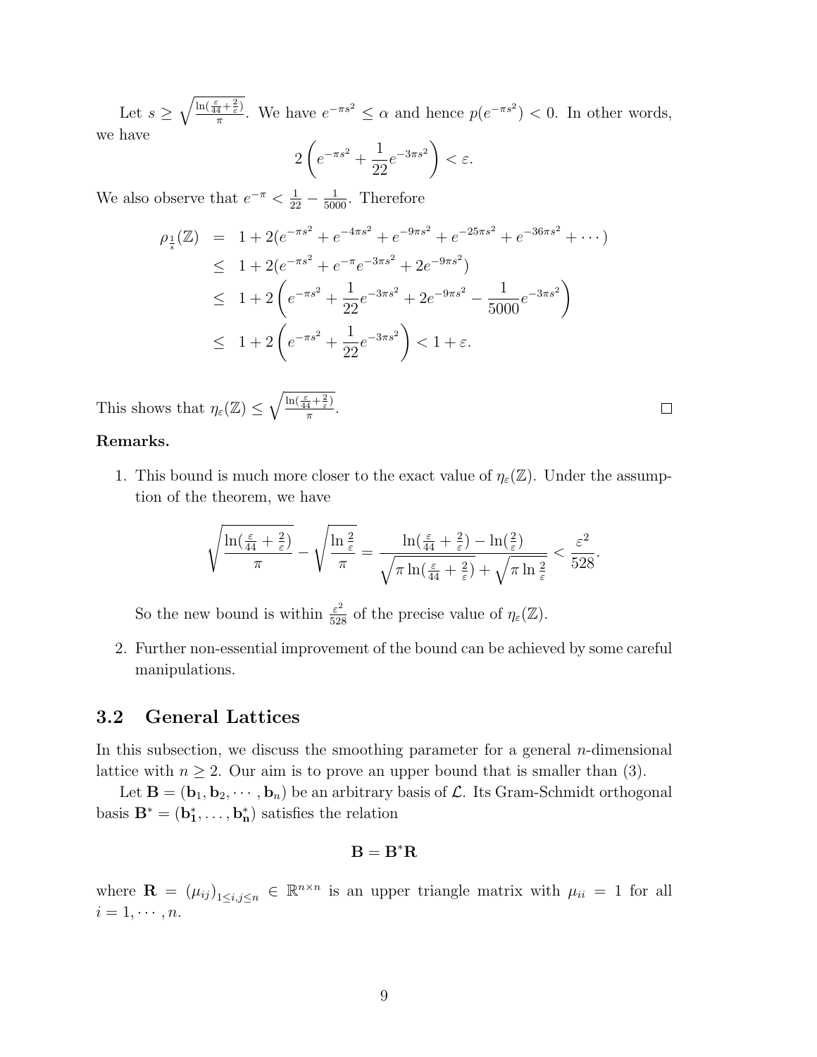Let $s \geq \sqrt{\frac{\ln(\frac{\varepsilon}{44}+\frac{2}{\varepsilon})}{\pi}}$. We have $e^{-\pi s^2} \leq \alpha$ and hence $p(e^{-\pi s^2}) < 0$. In other words, we have

$$2\left(e^{-\pi s^2} + \frac{1}{22}e^{-3\pi s^2}\right) < \varepsilon.$$

We also observe that $e^{-\pi} < \frac{1}{22} - \frac{1}{5000}$. Therefore

$$\begin{aligned}
\rho_{\frac{1}{s}}(\mathbb{Z}) &= 1 + 2(e^{-\pi s^2} + e^{-4\pi s^2} + e^{-9\pi s^2} + e^{-25\pi s^2} + e^{-36\pi s^2} + \cdots) \\
&\leq 1 + 2(e^{-\pi s^2} + e^{-\pi}e^{-3\pi s^2} + 2e^{-9\pi s^2}) \\
&\leq 1 + 2\left(e^{-\pi s^2} + \frac{1}{22}e^{-3\pi s^2} + 2e^{-9\pi s^2} - \frac{1}{5000}e^{-3\pi s^2}\right) \\
&\leq 1 + 2\left(e^{-\pi s^2} + \frac{1}{22}e^{-3\pi s^2}\right) < 1 + \varepsilon.
\end{aligned}$$

This shows that $\eta_\varepsilon(\mathbb{Z}) \leq \sqrt{\frac{\ln(\frac{\varepsilon}{44}+\frac{2}{\varepsilon})}{\pi}}$. □

**Remarks.**

1. This bound is much more closer to the exact value of $\eta_\varepsilon(\mathbb{Z})$. Under the assumption of the theorem, we have

$$\sqrt{\frac{\ln(\frac{\varepsilon}{44}+\frac{2}{\varepsilon})}{\pi}} - \sqrt{\frac{\ln\frac{2}{\varepsilon}}{\pi}} = \frac{\ln(\frac{\varepsilon}{44}+\frac{2}{\varepsilon}) - \ln(\frac{2}{\varepsilon})}{\sqrt{\pi\ln(\frac{\varepsilon}{44}+\frac{2}{\varepsilon})} + \sqrt{\pi\ln\frac{2}{\varepsilon}}} < \frac{\varepsilon^2}{528}.$$

   So the new bound is within $\frac{\varepsilon^2}{528}$ of the precise value of $\eta_\varepsilon(\mathbb{Z})$.

2. Further non-essential improvement of the bound can be achieved by some careful manipulations.

## 3.2 General Lattices

In this subsection, we discuss the smoothing parameter for a general $n$-dimensional lattice with $n \geq 2$. Our aim is to prove an upper bound that is smaller than (3).

Let $\mathbf{B} = (\mathbf{b}_1, \mathbf{b}_2, \cdots, \mathbf{b}_n)$ be an arbitrary basis of $\mathcal{L}$. Its Gram-Schmidt orthogonal basis $\mathbf{B}^* = (\mathbf{b}_1^*, \ldots, \mathbf{b}_n^*)$ satisfies the relation

$$\mathbf{B} = \mathbf{B}^*\mathbf{R}$$

where $\mathbf{R} = (\mu_{ij})_{1\leq i,j\leq n} \in \mathbb{R}^{n\times n}$ is an upper triangle matrix with $\mu_{ii} = 1$ for all $i = 1, \cdots, n$.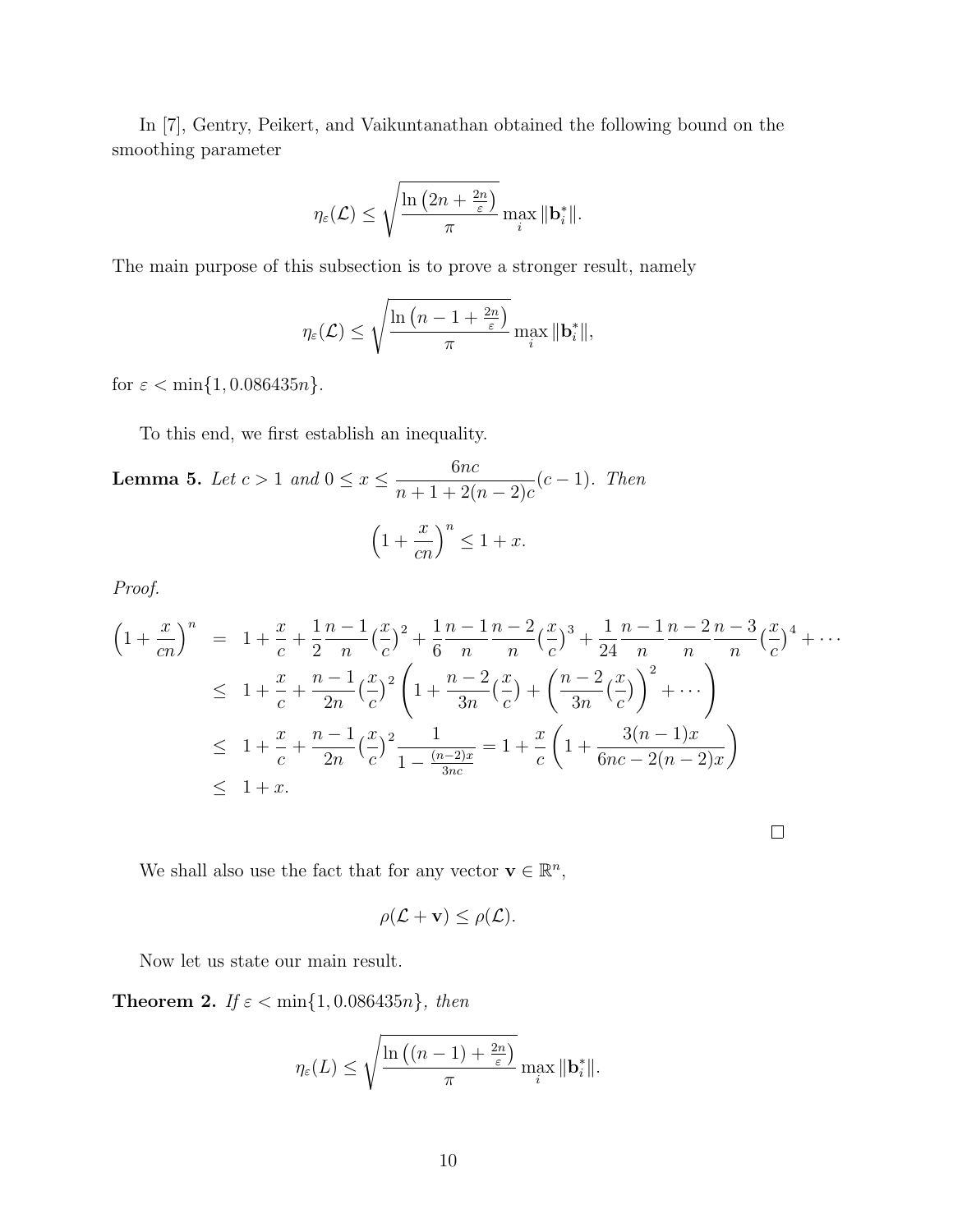In [7], Gentry, Peikert, and Vaikuntanathan obtained the following bound on the smoothing parameter

$$\eta_\varepsilon(\mathcal{L}) \leq \sqrt{\frac{\ln\left(2n + \frac{2n}{\varepsilon}\right)}{\pi}} \max_i \|\mathbf{b}_i^*\|.$$

The main purpose of this subsection is to prove a stronger result, namely

$$\eta_\varepsilon(\mathcal{L}) \leq \sqrt{\frac{\ln\left(n - 1 + \frac{2n}{\varepsilon}\right)}{\pi}} \max_i \|\mathbf{b}_i^*\|,$$

for $\varepsilon < \min\{1, 0.086435n\}$.

To this end, we first establish an inequality.

**Lemma 5.** *Let $c > 1$ and $0 \leq x \leq \dfrac{6nc}{n+1+2(n-2)c}(c-1)$. Then*

$$\left(1 + \frac{x}{cn}\right)^n \leq 1 + x.$$

*Proof.*

$$\begin{aligned}
\left(1 + \frac{x}{cn}\right)^n &= 1 + \frac{x}{c} + \frac{1}{2}\frac{n-1}{n}\left(\frac{x}{c}\right)^2 + \frac{1}{6}\frac{n-1}{n}\frac{n-2}{n}\left(\frac{x}{c}\right)^3 + \frac{1}{24}\frac{n-1}{n}\frac{n-2}{n}\frac{n-3}{n}\left(\frac{x}{c}\right)^4 + \cdots \\
&\leq 1 + \frac{x}{c} + \frac{n-1}{2n}\left(\frac{x}{c}\right)^2\left(1 + \frac{n-2}{3n}\left(\frac{x}{c}\right) + \left(\frac{n-2}{3n}\left(\frac{x}{c}\right)\right)^2 + \cdots\right) \\
&\leq 1 + \frac{x}{c} + \frac{n-1}{2n}\left(\frac{x}{c}\right)^2 \frac{1}{1 - \frac{(n-2)x}{3nc}} = 1 + \frac{x}{c}\left(1 + \frac{3(n-1)x}{6nc - 2(n-2)x}\right) \\
&\leq 1 + x.
\end{aligned}$$

□

We shall also use the fact that for any vector $\mathbf{v} \in \mathbb{R}^n$,

$$\rho(\mathcal{L} + \mathbf{v}) \leq \rho(\mathcal{L}).$$

Now let us state our main result.

**Theorem 2.** *If $\varepsilon < \min\{1, 0.086435n\}$, then*

$$\eta_\varepsilon(L) \leq \sqrt{\frac{\ln\left((n-1) + \frac{2n}{\varepsilon}\right)}{\pi}} \max_i \|\mathbf{b}_i^*\|.$$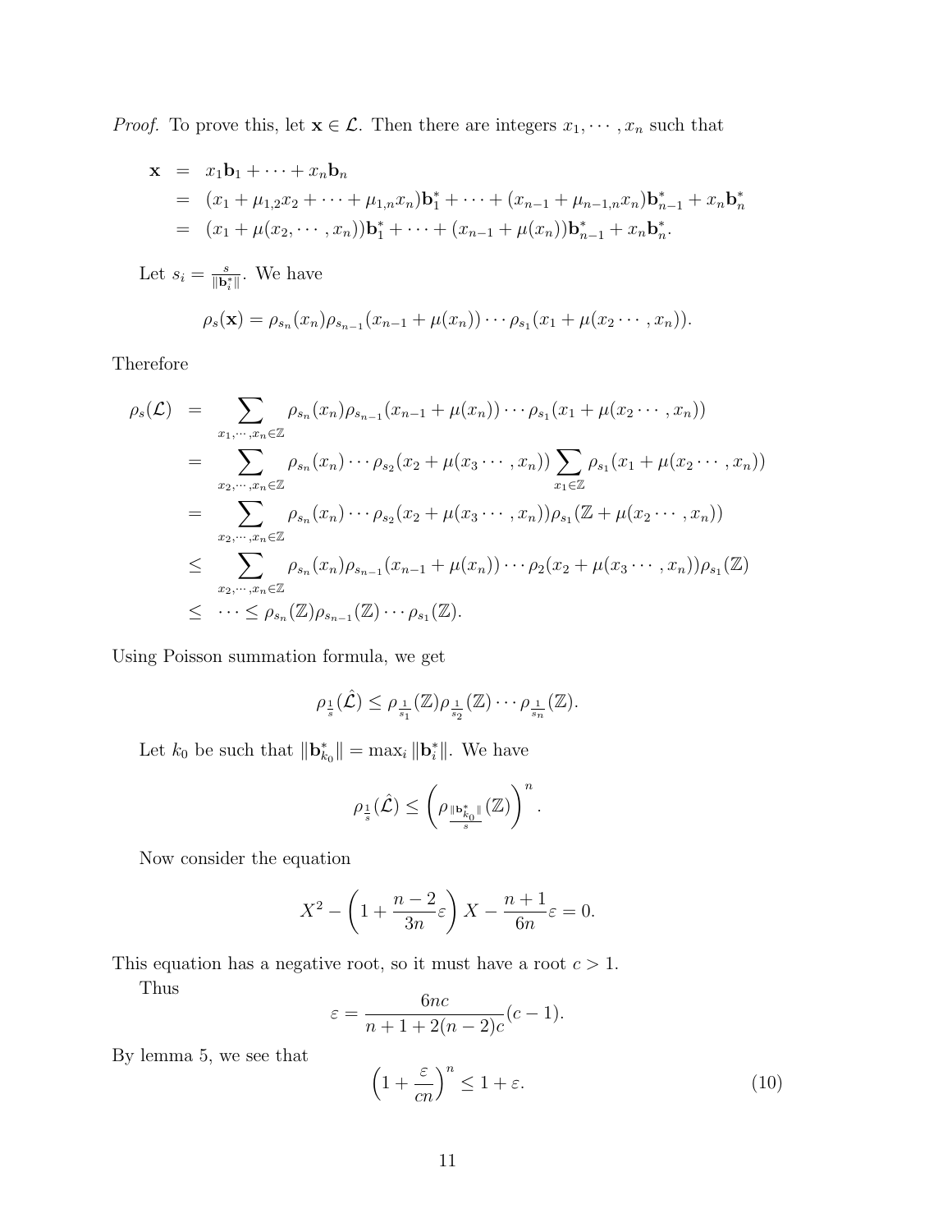*Proof.* To prove this, let $\mathbf{x} \in \mathcal{L}$. Then there are integers $x_1, \cdots, x_n$ such that

$$
\begin{aligned}
\mathbf{x} &= x_1\mathbf{b}_1 + \cdots + x_n\mathbf{b}_n \\
&= (x_1 + \mu_{1,2}x_2 + \cdots + \mu_{1,n}x_n)\mathbf{b}_1^* + \cdots + (x_{n-1} + \mu_{n-1,n}x_n)\mathbf{b}_{n-1}^* + x_n\mathbf{b}_n^* \\
&= (x_1 + \mu(x_2, \cdots, x_n))\mathbf{b}_1^* + \cdots + (x_{n-1} + \mu(x_n))\mathbf{b}_{n-1}^* + x_n\mathbf{b}_n^*.
\end{aligned}
$$

Let $s_i = \frac{s}{\|\mathbf{b}_i^*\|}$. We have

$$
\rho_s(\mathbf{x}) = \rho_{s_n}(x_n)\rho_{s_{n-1}}(x_{n-1} + \mu(x_n)) \cdots \rho_{s_1}(x_1 + \mu(x_2 \cdots, x_n)).
$$

Therefore

$$
\begin{aligned}
\rho_s(\mathcal{L}) &= \sum_{x_1, \cdots, x_n \in \mathbb{Z}} \rho_{s_n}(x_n)\rho_{s_{n-1}}(x_{n-1} + \mu(x_n)) \cdots \rho_{s_1}(x_1 + \mu(x_2 \cdots, x_n)) \\
&= \sum_{x_2, \cdots, x_n \in \mathbb{Z}} \rho_{s_n}(x_n) \cdots \rho_{s_2}(x_2 + \mu(x_3 \cdots, x_n)) \sum_{x_1 \in \mathbb{Z}} \rho_{s_1}(x_1 + \mu(x_2 \cdots, x_n)) \\
&= \sum_{x_2, \cdots, x_n \in \mathbb{Z}} \rho_{s_n}(x_n) \cdots \rho_{s_2}(x_2 + \mu(x_3 \cdots, x_n))\rho_{s_1}(\mathbb{Z} + \mu(x_2 \cdots, x_n)) \\
&\leq \sum_{x_2, \cdots, x_n \in \mathbb{Z}} \rho_{s_n}(x_n)\rho_{s_{n-1}}(x_{n-1} + \mu(x_n)) \cdots \rho_2(x_2 + \mu(x_3 \cdots, x_n))\rho_{s_1}(\mathbb{Z}) \\
&\leq \cdots \leq \rho_{s_n}(\mathbb{Z})\rho_{s_{n-1}}(\mathbb{Z}) \cdots \rho_{s_1}(\mathbb{Z}).
\end{aligned}
$$

Using Poisson summation formula, we get

$$
\rho_{\frac{1}{s}}(\hat{\mathcal{L}}) \leq \rho_{\frac{1}{s_1}}(\mathbb{Z})\rho_{\frac{1}{s_2}}(\mathbb{Z}) \cdots \rho_{\frac{1}{s_n}}(\mathbb{Z}).
$$

Let $k_0$ be such that $\|\mathbf{b}_{k_0}^*\| = \max_i \|\mathbf{b}_i^*\|$. We have

$$
\rho_{\frac{1}{s}}(\hat{\mathcal{L}}) \leq \left(\rho_{\frac{\|\mathbf{b}_{k_0}^*\|}{s}}(\mathbb{Z})\right)^n.
$$

Now consider the equation

$$
X^2 - \left(1 + \frac{n-2}{3n}\varepsilon\right)X - \frac{n+1}{6n}\varepsilon = 0.
$$

This equation has a negative root, so it must have a root $c > 1$.

Thus

$$
\varepsilon = \frac{6nc}{n+1+2(n-2)c}(c-1).
$$

By lemma 5, we see that

$$
\left(1 + \frac{\varepsilon}{cn}\right)^n \leq 1 + \varepsilon. \tag{10}
$$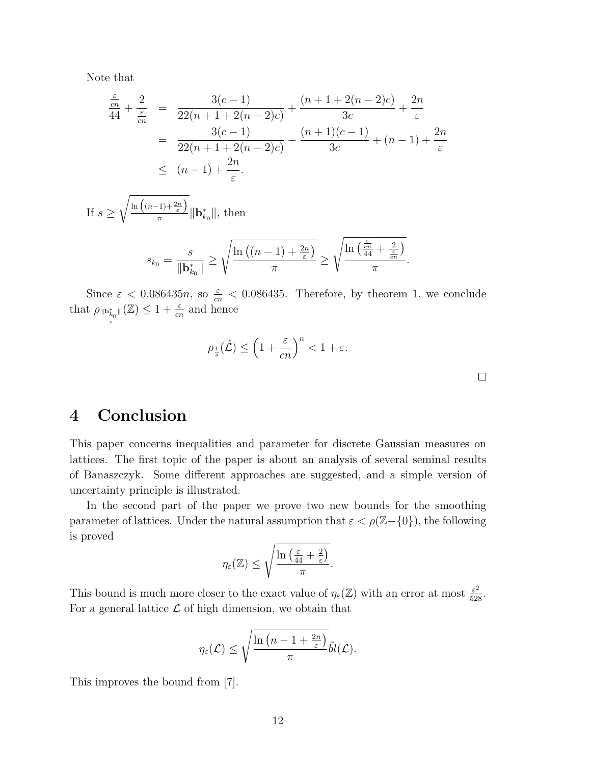Note that

$$
\begin{aligned}
\frac{\frac{\varepsilon}{cn}}{44} + \frac{2}{\frac{\varepsilon}{cn}} &= \frac{3(c-1)}{22(n+1+2(n-2)c)} + \frac{(n+1+2(n-2)c)}{3c} + \frac{2n}{\varepsilon} \\
&= \frac{3(c-1)}{22(n+1+2(n-2)c)} - \frac{(n+1)(c-1)}{3c} + (n-1) + \frac{2n}{\varepsilon} \\
&\leq (n-1) + \frac{2n}{\varepsilon}.
\end{aligned}
$$

If $s \geq \sqrt{\frac{\ln\left((n-1)+\frac{2n}{\varepsilon}\right)}{\pi}} \|\mathbf{b}_{k_0}^*\|$, then

$$
s_{k_0} = \frac{s}{\|\mathbf{b}_{k_0}^*\|} \geq \sqrt{\frac{\ln\left((n-1)+\frac{2n}{\varepsilon}\right)}{\pi}} \geq \sqrt{\frac{\ln\left(\frac{\frac{\varepsilon}{cn}}{44}+\frac{2}{\frac{\varepsilon}{cn}}\right)}{\pi}}.
$$

Since $\varepsilon < 0.086435n$, so $\frac{\varepsilon}{cn} < 0.086435$. Therefore, by theorem 1, we conclude that $\rho_{\frac{\|\mathbf{b}_{k_0}^*\|}{s}}(\mathbb{Z}) \leq 1 + \frac{\varepsilon}{cn}$ and hence

$$
\rho_{\frac{1}{s}}(\hat{\mathcal{L}}) \leq \left(1 + \frac{\varepsilon}{cn}\right)^n < 1 + \varepsilon.
$$

□

# 4 Conclusion

This paper concerns inequalities and parameter for discrete Gaussian measures on lattices. The first topic of the paper is about an analysis of several seminal results of Banaszczyk. Some different approaches are suggested, and a simple version of uncertainty principle is illustrated.

In the second part of the paper we prove two new bounds for the smoothing parameter of lattices. Under the natural assumption that $\varepsilon < \rho(\mathbb{Z}-\{0\})$, the following is proved

$$
\eta_\varepsilon(\mathbb{Z}) \leq \sqrt{\frac{\ln\left(\frac{\varepsilon}{44}+\frac{2}{\varepsilon}\right)}{\pi}}.
$$

This bound is much more closer to the exact value of $\eta_\varepsilon(\mathbb{Z})$ with an error at most $\frac{\varepsilon^2}{528}$. For a general lattice $\mathcal{L}$ of high dimension, we obtain that

$$
\eta_\varepsilon(\mathcal{L}) \leq \sqrt{\frac{\ln\left(n-1+\frac{2n}{\varepsilon}\right)}{\pi}} \tilde{bl}(\mathcal{L}).
$$

This improves the bound from [7].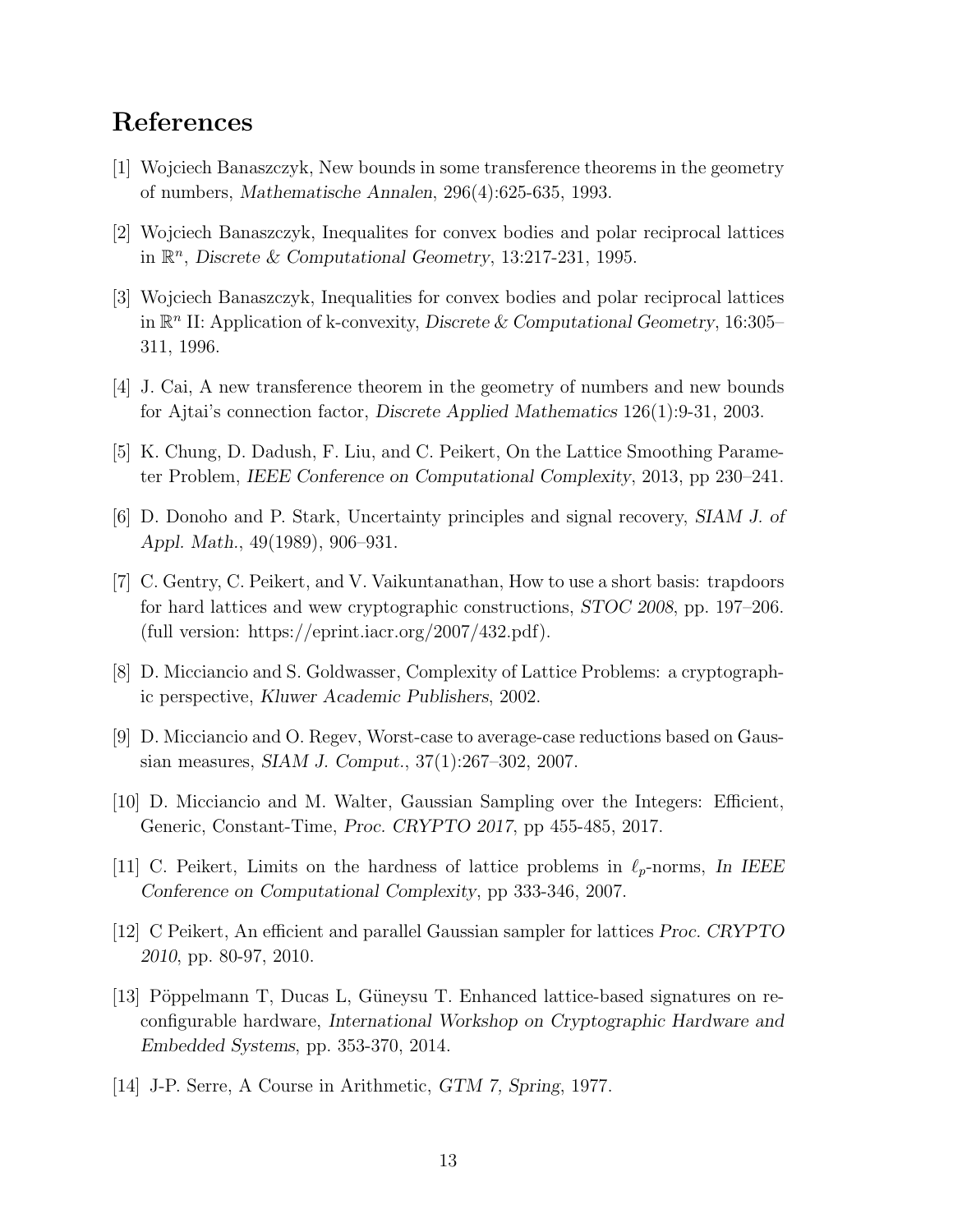## References

[1] Wojciech Banaszczyk, New bounds in some transference theorems in the geometry of numbers, *Mathematische Annalen*, 296(4):625-635, 1993.

[2] Wojciech Banaszczyk, Inequalites for convex bodies and polar reciprocal lattices in $\mathbb{R}^n$, *Discrete & Computational Geometry*, 13:217-231, 1995.

[3] Wojciech Banaszczyk, Inequalities for convex bodies and polar reciprocal lattices in $\mathbb{R}^n$ II: Application of k-convexity, *Discrete & Computational Geometry*, 16:305–311, 1996.

[4] J. Cai, A new transference theorem in the geometry of numbers and new bounds for Ajtai's connection factor, *Discrete Applied Mathematics* 126(1):9-31, 2003.

[5] K. Chung, D. Dadush, F. Liu, and C. Peikert, On the Lattice Smoothing Parameter Problem, *IEEE Conference on Computational Complexity*, 2013, pp 230–241.

[6] D. Donoho and P. Stark, Uncertainty principles and signal recovery, *SIAM J. of Appl. Math.*, 49(1989), 906–931.

[7] C. Gentry, C. Peikert, and V. Vaikuntanathan, How to use a short basis: trapdoors for hard lattices and wew cryptographic constructions, *STOC 2008*, pp. 197–206. (full version: https://eprint.iacr.org/2007/432.pdf).

[8] D. Micciancio and S. Goldwasser, Complexity of Lattice Problems: a cryptographic perspective, *Kluwer Academic Publishers*, 2002.

[9] D. Micciancio and O. Regev, Worst-case to average-case reductions based on Gaussian measures, *SIAM J. Comput.*, 37(1):267–302, 2007.

[10] D. Micciancio and M. Walter, Gaussian Sampling over the Integers: Efficient, Generic, Constant-Time, *Proc. CRYPTO 2017*, pp 455-485, 2017.

[11] C. Peikert, Limits on the hardness of lattice problems in $\ell_p$-norms, *In IEEE Conference on Computational Complexity*, pp 333-346, 2007.

[12] C Peikert, An efficient and parallel Gaussian sampler for lattices *Proc. CRYPTO 2010*, pp. 80-97, 2010.

[13] Pöppelmann T, Ducas L, Güneysu T. Enhanced lattice-based signatures on reconfigurable hardware, *International Workshop on Cryptographic Hardware and Embedded Systems*, pp. 353-370, 2014.

[14] J-P. Serre, A Course in Arithmetic, *GTM 7, Spring*, 1977.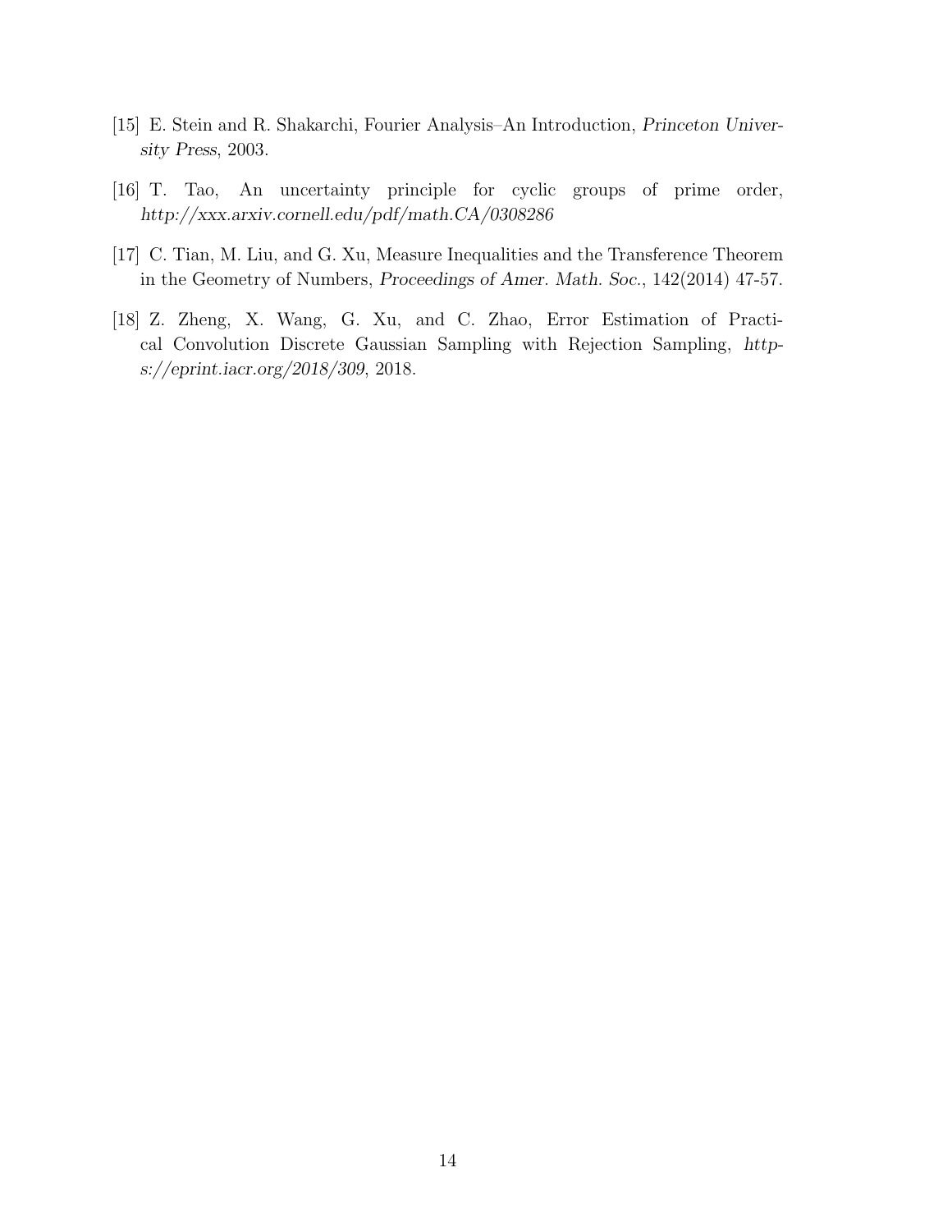[15] E. Stein and R. Shakarchi, Fourier Analysis–An Introduction, *Princeton University Press*, 2003.

[16] T. Tao, An uncertainty principle for cyclic groups of prime order, *http://xxx.arxiv.cornell.edu/pdf/math.CA/0308286*

[17] C. Tian, M. Liu, and G. Xu, Measure Inequalities and the Transference Theorem in the Geometry of Numbers, *Proceedings of Amer. Math. Soc.*, 142(2014) 47-57.

[18] Z. Zheng, X. Wang, G. Xu, and C. Zhao, Error Estimation of Practical Convolution Discrete Gaussian Sampling with Rejection Sampling, *https://eprint.iacr.org/2018/309*, 2018.